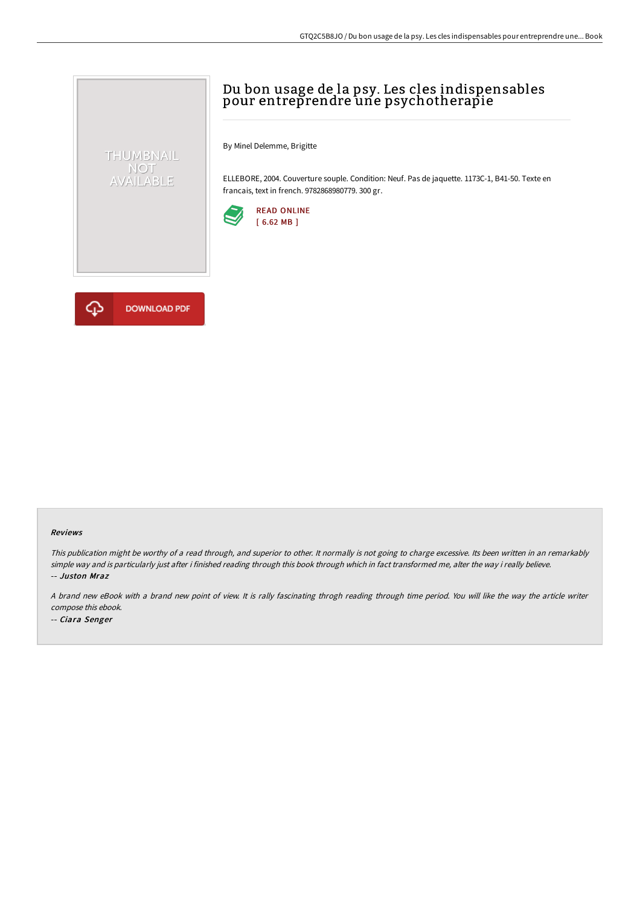# Du bon usage de la psy. Les cles indispensables pour entreprendre une psychotherapie

By Minel Delemme, Brigitte

ELLEBORE, 2004. Couverture souple. Condition: Neuf. Pas de jaquette. 1173C-1, B41-50. Texte en francais, text in french. 9782868980779. 300 gr.

READ ONLINE
[ 6.62 MB ]

DOWNLOAD PDF

#### Reviews

*This publication might be worthy of a read through, and superior to other. It normally is not going to charge excessive. Its been written in an remarkably simple way and is particularly just after i finished reading through this book through which in fact transformed me, alter the way i really believe.*
-- *Juston Mraz*

*A brand new eBook with a brand new point of view. It is rally fascinating throgh reading through time period. You will like the way the article writer compose this ebook.*
-- *Ciara Senger*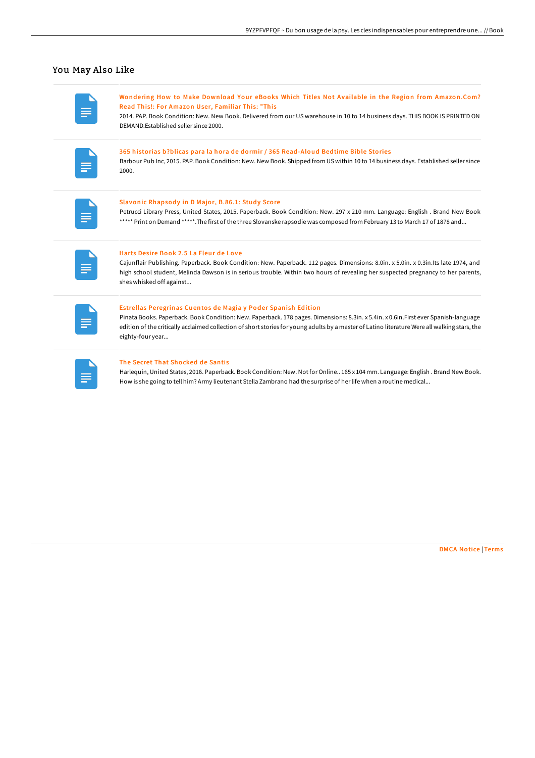## You May Also Like

### Wondering How to Make Download Your eBooks Which Titles Not Available in the Region from Amazon.Com? Read This!: For Amazon User, Familiar This: "This

2014. PAP. Book Condition: New. New Book. Delivered from our US warehouse in 10 to 14 business days. THIS BOOK IS PRINTED ON DEMAND.Established seller since 2000.

### 365 historias b?blicas para la hora de dormir / 365 Read-Aloud Bedtime Bible Stories

Barbour Pub Inc, 2015. PAP. Book Condition: New. New Book. Shipped from US within 10 to 14 business days. Established seller since 2000.

### Slavonic Rhapsody in D Major, B.86.1: Study Score

Petrucci Library Press, United States, 2015. Paperback. Book Condition: New. 297 x 210 mm. Language: English . Brand New Book ***** Print on Demand *****.The first of the three Slovanske rapsodie was composed from February 13 to March 17 of 1878 and...

### Harts Desire Book 2.5 La Fleur de Love

Cajunflair Publishing. Paperback. Book Condition: New. Paperback. 112 pages. Dimensions: 8.0in. x 5.0in. x 0.3in.Its late 1974, and high school student, Melinda Dawson is in serious trouble. Within two hours of revealing her suspected pregnancy to her parents, shes whisked off against...

### Estrellas Peregrinas Cuentos de Magia y Poder Spanish Edition

Pinata Books. Paperback. Book Condition: New. Paperback. 178 pages. Dimensions: 8.3in. x 5.4in. x 0.6in.First ever Spanish-language edition of the critically acclaimed collection of short stories for young adults by a master of Latino literature Were all walking stars, the eighty-four year...

### The Secret That Shocked de Santis

Harlequin, United States, 2016. Paperback. Book Condition: New. Not for Online.. 165 x 104 mm. Language: English . Brand New Book. How is she going to tell him? Army lieutenant Stella Zambrano had the surprise of her life when a routine medical...

DMCA Notice | Terms